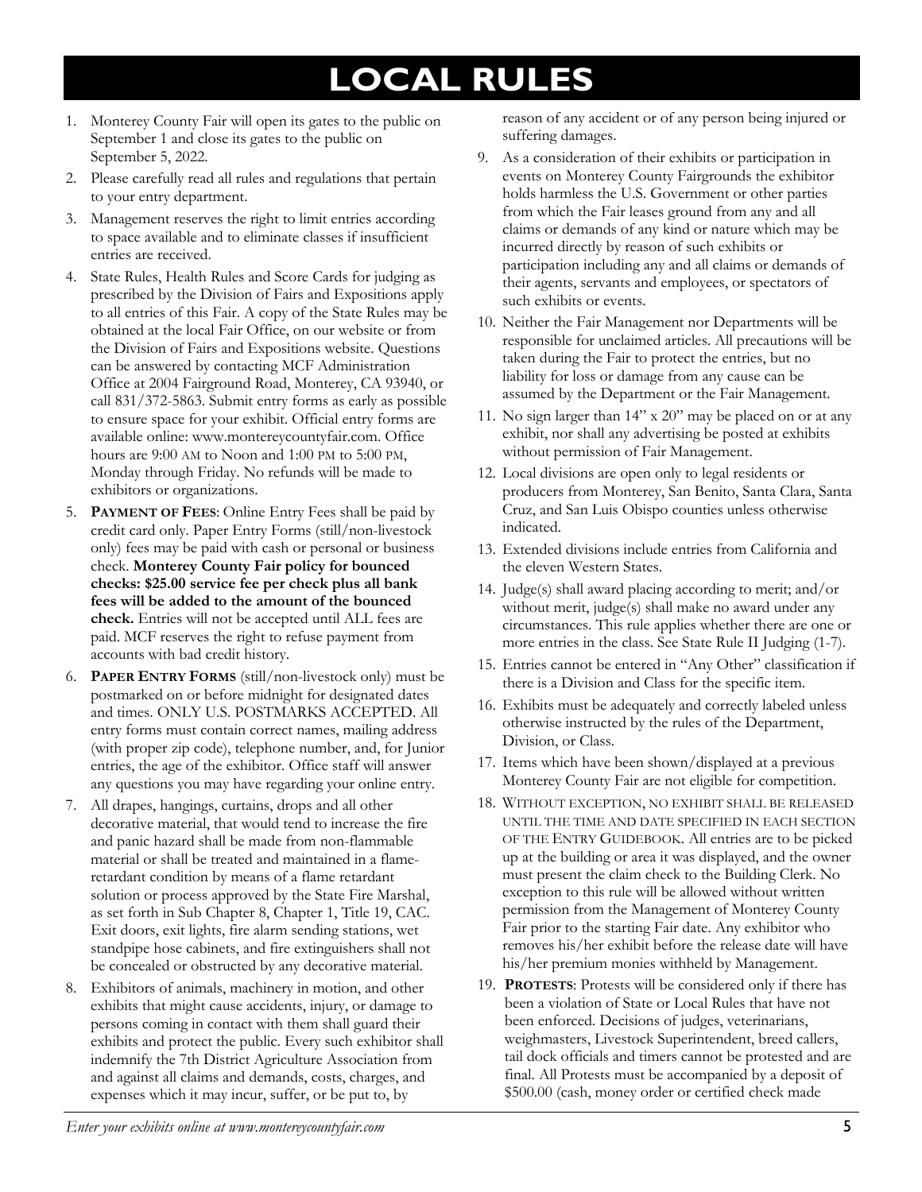// LOCAL RULES

1. Monterey County Fair will open its gates to the public on September 1 and close its gates to the public on September 5, 2022.
2. Please carefully read all rules and regulations that pertain to your entry department.
3. Management reserves the right to limit entries according to space available and to eliminate classes if insufficient entries are received.
4. State Rules, Health Rules and Score Cards for judging as prescribed by the Division of Fairs and Expositions apply to all entries of this Fair. A copy of the State Rules may be obtained at the local Fair Office, on our website or from the Division of Fairs and Expositions website. Questions can be answered by contacting MCF Administration Office at 2004 Fairground Road, Monterey, CA 93940, or call 831/372-5863. Submit entry forms as early as possible to ensure space for your exhibit. Official entry forms are available online: www.montereycountyfair.com. Office hours are 9:00 AM to Noon and 1:00 PM to 5:00 PM, Monday through Friday. No refunds will be made to exhibitors or organizations.
5. **PAYMENT OF FEES**: Online Entry Fees shall be paid by credit card only. Paper Entry Forms (still/non-livestock only) fees may be paid with cash or personal or business check. **Monterey County Fair policy for bounced checks: $25.00 service fee per check plus all bank fees will be added to the amount of the bounced check.** Entries will not be accepted until ALL fees are paid. MCF reserves the right to refuse payment from accounts with bad credit history.
6. **PAPER ENTRY FORMS** (still/non-livestock only) must be postmarked on or before midnight for designated dates and times. ONLY U.S. POSTMARKS ACCEPTED. All entry forms must contain correct names, mailing address (with proper zip code), telephone number, and, for Junior entries, the age of the exhibitor. Office staff will answer any questions you may have regarding your online entry.
7. All drapes, hangings, curtains, drops and all other decorative material, that would tend to increase the fire and panic hazard shall be made from non-flammable material or shall be treated and maintained in a flame-retardant condition by means of a flame retardant solution or process approved by the State Fire Marshal, as set forth in Sub Chapter 8, Chapter 1, Title 19, CAC. Exit doors, exit lights, fire alarm sending stations, wet standpipe hose cabinets, and fire extinguishers shall not be concealed or obstructed by any decorative material.
8. Exhibitors of animals, machinery in motion, and other exhibits that might cause accidents, injury, or damage to persons coming in contact with them shall guard their exhibits and protect the public. Every such exhibitor shall indemnify the 7th District Agriculture Association from and against all claims and demands, costs, charges, and expenses which it may incur, suffer, or be put to, by reason of any accident or of any person being injured or suffering damages.
9. As a consideration of their exhibits or participation in events on Monterey County Fairgrounds the exhibitor holds harmless the U.S. Government or other parties from which the Fair leases ground from any and all claims or demands of any kind or nature which may be incurred directly by reason of such exhibits or participation including any and all claims or demands of their agents, servants and employees, or spectators of such exhibits or events.
10. Neither the Fair Management nor Departments will be responsible for unclaimed articles. All precautions will be taken during the Fair to protect the entries, but no liability for loss or damage from any cause can be assumed by the Department or the Fair Management.
11. No sign larger than 14" x 20" may be placed on or at any exhibit, nor shall any advertising be posted at exhibits without permission of Fair Management.
12. Local divisions are open only to legal residents or producers from Monterey, San Benito, Santa Clara, Santa Cruz, and San Luis Obispo counties unless otherwise indicated.
13. Extended divisions include entries from California and the eleven Western States.
14. Judge(s) shall award placing according to merit; and/or without merit, judge(s) shall make no award under any circumstances. This rule applies whether there are one or more entries in the class. See State Rule II Judging (1-7).
15. Entries cannot be entered in "Any Other" classification if there is a Division and Class for the specific item.
16. Exhibits must be adequately and correctly labeled unless otherwise instructed by the rules of the Department, Division, or Class.
17. Items which have been shown/displayed at a previous Monterey County Fair are not eligible for competition.
18. WITHOUT EXCEPTION, NO EXHIBIT SHALL BE RELEASED UNTIL THE TIME AND DATE SPECIFIED IN EACH SECTION OF THE ENTRY GUIDEBOOK. All entries are to be picked up at the building or area it was displayed, and the owner must present the claim check to the Building Clerk. No exception to this rule will be allowed without written permission from the Management of Monterey County Fair prior to the starting Fair date. Any exhibitor who removes his/her exhibit before the release date will have his/her premium monies withheld by Management.
19. **PROTESTS**: Protests will be considered only if there has been a violation of State or Local Rules that have not been enforced. Decisions of judges, veterinarians, weighmasters, Livestock Superintendent, breed callers, tail dock officials and timers cannot be protested and are final. All Protests must be accompanied by a deposit of $500.00 (cash, money order or certified check made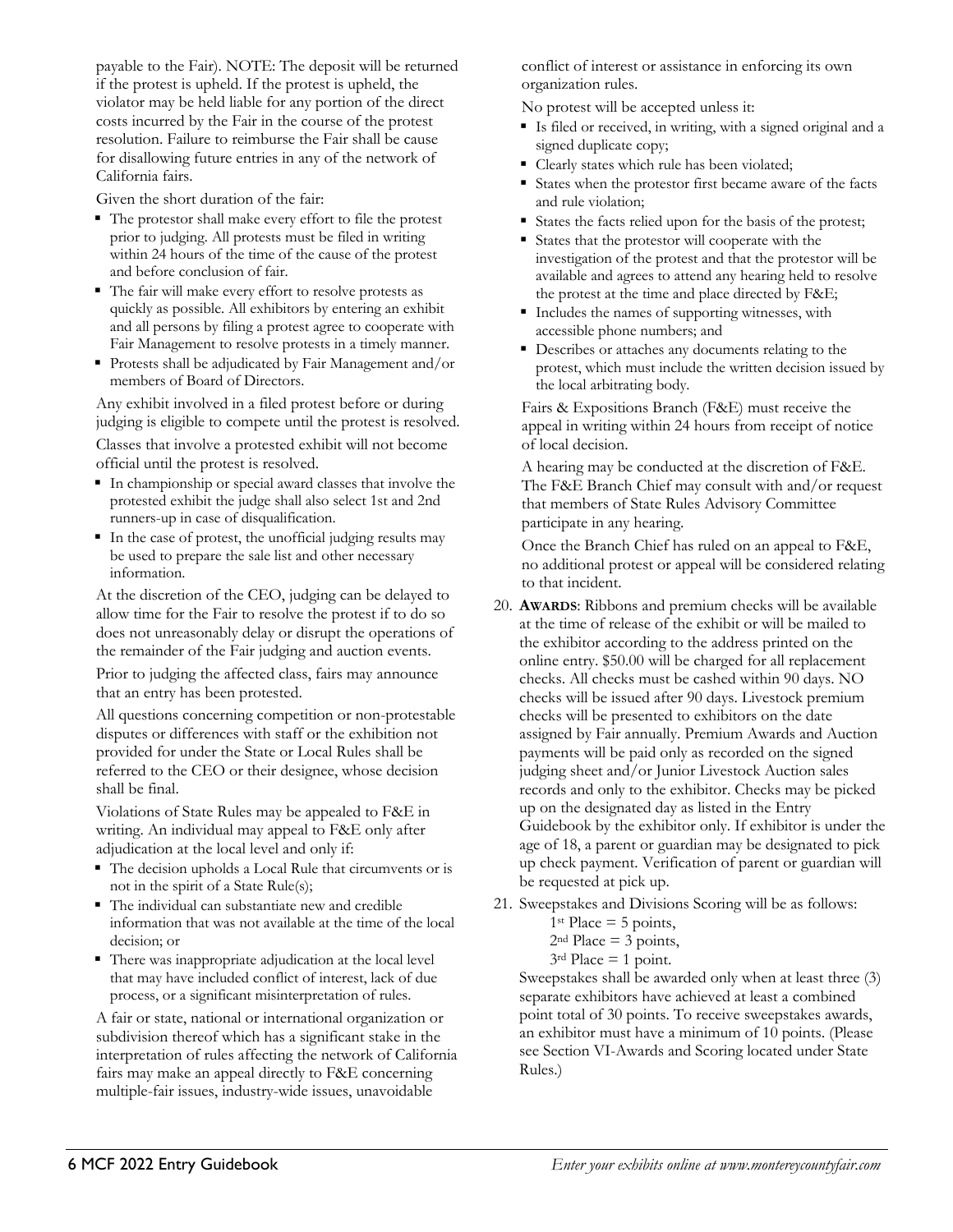payable to the Fair). NOTE: The deposit will be returned if the protest is upheld. If the protest is upheld, the violator may be held liable for any portion of the direct costs incurred by the Fair in the course of the protest resolution. Failure to reimburse the Fair shall be cause for disallowing future entries in any of the network of California fairs.

Given the short duration of the fair:

- The protestor shall make every effort to file the protest prior to judging. All protests must be filed in writing within 24 hours of the time of the cause of the protest and before conclusion of fair.
- The fair will make every effort to resolve protests as quickly as possible. All exhibitors by entering an exhibit and all persons by filing a protest agree to cooperate with Fair Management to resolve protests in a timely manner.
- Protests shall be adjudicated by Fair Management and/or members of Board of Directors.

Any exhibit involved in a filed protest before or during judging is eligible to compete until the protest is resolved.

Classes that involve a protested exhibit will not become official until the protest is resolved.

- In championship or special award classes that involve the protested exhibit the judge shall also select 1st and 2nd runners-up in case of disqualification.
- In the case of protest, the unofficial judging results may be used to prepare the sale list and other necessary information.

At the discretion of the CEO, judging can be delayed to allow time for the Fair to resolve the protest if to do so does not unreasonably delay or disrupt the operations of the remainder of the Fair judging and auction events.

Prior to judging the affected class, fairs may announce that an entry has been protested.

All questions concerning competition or non-protestable disputes or differences with staff or the exhibition not provided for under the State or Local Rules shall be referred to the CEO or their designee, whose decision shall be final.

Violations of State Rules may be appealed to F&E in writing. An individual may appeal to F&E only after adjudication at the local level and only if:

- The decision upholds a Local Rule that circumvents or is not in the spirit of a State Rule(s);
- The individual can substantiate new and credible information that was not available at the time of the local decision; or
- There was inappropriate adjudication at the local level that may have included conflict of interest, lack of due process, or a significant misinterpretation of rules.

A fair or state, national or international organization or subdivision thereof which has a significant stake in the interpretation of rules affecting the network of California fairs may make an appeal directly to F&E concerning multiple-fair issues, industry-wide issues, unavoidable conflict of interest or assistance in enforcing its own organization rules.

No protest will be accepted unless it:

- Is filed or received, in writing, with a signed original and a signed duplicate copy;
- Clearly states which rule has been violated;
- States when the protestor first became aware of the facts and rule violation;
- States the facts relied upon for the basis of the protest;
- States that the protestor will cooperate with the investigation of the protest and that the protestor will be available and agrees to attend any hearing held to resolve the protest at the time and place directed by F&E;
- Includes the names of supporting witnesses, with accessible phone numbers; and
- Describes or attaches any documents relating to the protest, which must include the written decision issued by the local arbitrating body.

Fairs & Expositions Branch (F&E) must receive the appeal in writing within 24 hours from receipt of notice of local decision.

A hearing may be conducted at the discretion of F&E. The F&E Branch Chief may consult with and/or request that members of State Rules Advisory Committee participate in any hearing.

Once the Branch Chief has ruled on an appeal to F&E, no additional protest or appeal will be considered relating to that incident.

20. **AWARDS**: Ribbons and premium checks will be available at the time of release of the exhibit or will be mailed to the exhibitor according to the address printed on the online entry. $50.00 will be charged for all replacement checks. All checks must be cashed within 90 days. NO checks will be issued after 90 days. Livestock premium checks will be presented to exhibitors on the date assigned by Fair annually. Premium Awards and Auction payments will be paid only as recorded on the signed judging sheet and/or Junior Livestock Auction sales records and only to the exhibitor. Checks may be picked up on the designated day as listed in the Entry Guidebook by the exhibitor only. If exhibitor is under the age of 18, a parent or guardian may be designated to pick up check payment. Verification of parent or guardian will be requested at pick up.

21. Sweepstakes and Divisions Scoring will be as follows:
    1st Place = 5 points,
    2nd Place = 3 points,
    3rd Place = 1 point.

    Sweepstakes shall be awarded only when at least three (3) separate exhibitors have achieved at least a combined point total of 30 points. To receive sweepstakes awards, an exhibitor must have a minimum of 10 points. (Please see Section VI-Awards and Scoring located under State Rules.)